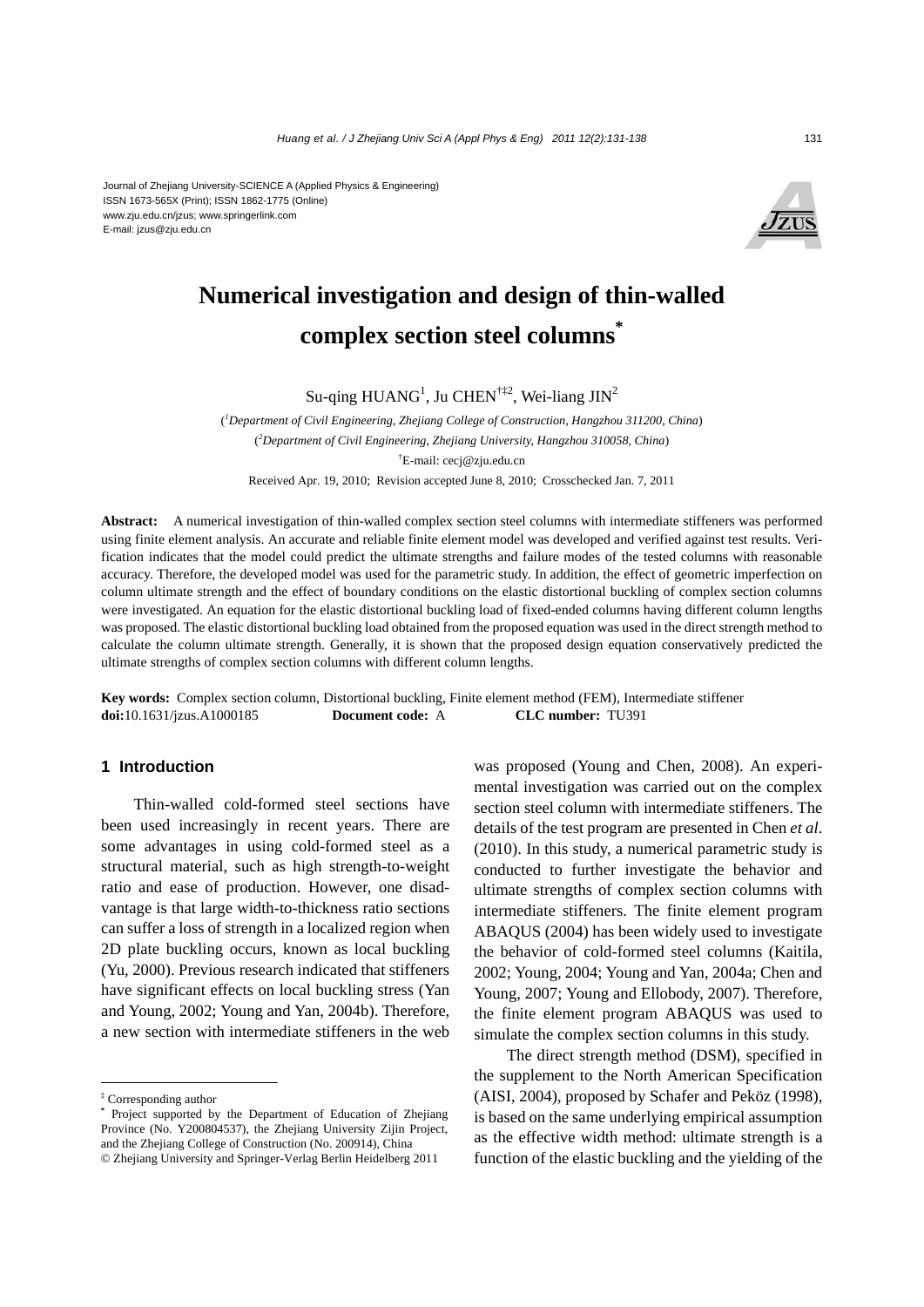Journal of Zhejiang University-SCIENCE A (Applied Physics & Engineering)
ISSN 1673-565X (Print); ISSN 1862-1775 (Online)
www.zju.edu.cn/jzus; www.springerlink.com
E-mail: jzus@zju.edu.cn

# Numerical investigation and design of thin-walled complex section steel columns*

Su-qing HUANG[1], Ju CHEN[†‡2], Wei-liang JIN[2]

([1]*Department of Civil Engineering, Zhejiang College of Construction, Hangzhou 311200, China*)

([2]*Department of Civil Engineering, Zhejiang University, Hangzhou 310058, China*)

[†]E-mail: cecj@zju.edu.cn

Received Apr. 19, 2010; Revision accepted June 8, 2010; Crosschecked Jan. 7, 2011

**Abstract:** A numerical investigation of thin-walled complex section steel columns with intermediate stiffeners was performed using finite element analysis. An accurate and reliable finite element model was developed and verified against test results. Verification indicates that the model could predict the ultimate strengths and failure modes of the tested columns with reasonable accuracy. Therefore, the developed model was used for the parametric study. In addition, the effect of geometric imperfection on column ultimate strength and the effect of boundary conditions on the elastic distortional buckling of complex section columns were investigated. An equation for the elastic distortional buckling load of fixed-ended columns having different column lengths was proposed. The elastic distortional buckling load obtained from the proposed equation was used in the direct strength method to calculate the column ultimate strength. Generally, it is shown that the proposed design equation conservatively predicted the ultimate strengths of complex section columns with different column lengths.

**Key words:** Complex section column, Distortional buckling, Finite element method (FEM), Intermediate stiffener
**doi:**10.1631/jzus.A1000185 **Document code:** A **CLC number:** TU391

## 1 Introduction

Thin-walled cold-formed steel sections have been used increasingly in recent years. There are some advantages in using cold-formed steel as a structural material, such as high strength-to-weight ratio and ease of production. However, one disadvantage is that large width-to-thickness ratio sections can suffer a loss of strength in a localized region when 2D plate buckling occurs, known as local buckling (Yu, 2000). Previous research indicated that stiffeners have significant effects on local buckling stress (Yan and Young, 2002; Young and Yan, 2004b). Therefore, a new section with intermediate stiffeners in the web was proposed (Young and Chen, 2008). An experimental investigation was carried out on the complex section steel column with intermediate stiffeners. The details of the test program are presented in Chen *et al*. (2010). In this study, a numerical parametric study is conducted to further investigate the behavior and ultimate strengths of complex section columns with intermediate stiffeners. The finite element program ABAQUS (2004) has been widely used to investigate the behavior of cold-formed steel columns (Kaitila, 2002; Young, 2004; Young and Yan, 2004a; Chen and Young, 2007; Young and Ellobody, 2007). Therefore, the finite element program ABAQUS was used to simulate the complex section columns in this study.

The direct strength method (DSM), specified in the supplement to the North American Specification (AISI, 2004), proposed by Schafer and Peköz (1998), is based on the same underlying empirical assumption as the effective width method: ultimate strength is a function of the elastic buckling and the yielding of the

---

‡ Corresponding author

\* Project supported by the Department of Education of Zhejiang Province (No. Y200804537), the Zhejiang University Zijin Project, and the Zhejiang College of Construction (No. 200914), China

© Zhejiang University and Springer-Verlag Berlin Heidelberg 2011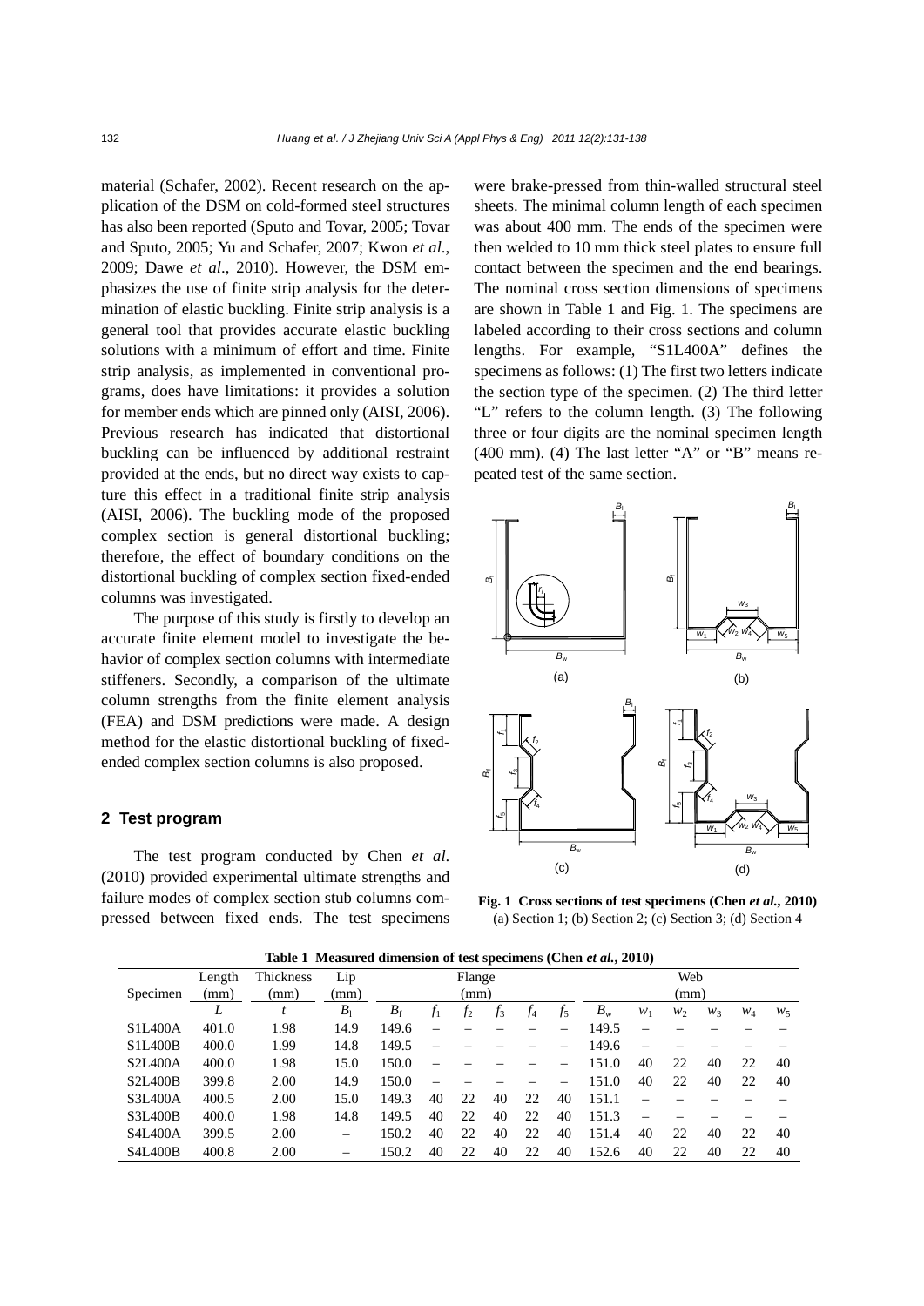material (Schafer, 2002). Recent research on the application of the DSM on cold-formed steel structures has also been reported (Sputo and Tovar, 2005; Tovar and Sputo, 2005; Yu and Schafer, 2007; Kwon *et al*., 2009; Dawe *et al*., 2010). However, the DSM emphasizes the use of finite strip analysis for the determination of elastic buckling. Finite strip analysis is a general tool that provides accurate elastic buckling solutions with a minimum of effort and time. Finite strip analysis, as implemented in conventional programs, does have limitations: it provides a solution for member ends which are pinned only (AISI, 2006). Previous research has indicated that distortional buckling can be influenced by additional restraint provided at the ends, but no direct way exists to capture this effect in a traditional finite strip analysis (AISI, 2006). The buckling mode of the proposed complex section is general distortional buckling; therefore, the effect of boundary conditions on the distortional buckling of complex section fixed-ended columns was investigated.

The purpose of this study is firstly to develop an accurate finite element model to investigate the behavior of complex section columns with intermediate stiffeners. Secondly, a comparison of the ultimate column strengths from the finite element analysis (FEA) and DSM predictions were made. A design method for the elastic distortional buckling of fixed-ended complex section columns is also proposed.

## 2 Test program

The test program conducted by Chen *et al*. (2010) provided experimental ultimate strengths and failure modes of complex section stub columns compressed between fixed ends. The test specimens were brake-pressed from thin-walled structural steel sheets. The minimal column length of each specimen was about 400 mm. The ends of the specimen were then welded to 10 mm thick steel plates to ensure full contact between the specimen and the end bearings. The nominal cross section dimensions of specimens are shown in Table 1 and Fig. 1. The specimens are labeled according to their cross sections and column lengths. For example, "S1L400A" defines the specimens as follows: (1) The first two letters indicate the section type of the specimen. (2) The third letter "L" refers to the column length. (3) The following three or four digits are the nominal specimen length (400 mm). (4) The last letter "A" or "B" means repeated test of the same section.

**Fig. 1 Cross sections of test specimens (Chen *et al*., 2010)**
(a) Section 1; (b) Section 2; (c) Section 3; (d) Section 4

**Table 1 Measured dimension of test specimens (Chen *et al*., 2010)**

| Specimen | Length (mm) | Thickness (mm) | Lip (mm) | Flange (mm) | | | | | | Web (mm) | | | | | |
|---|---|---|---|---|---|---|---|---|---|---|---|---|---|---|---|
| | $L$ | $t$ | $B_l$ | $B_f$ | $f_1$ | $f_2$ | $f_3$ | $f_4$ | $f_5$ | $B_w$ | $w_1$ | $w_2$ | $w_3$ | $w_4$ | $w_5$ |
| S1L400A | 401.0 | 1.98 | 14.9 | 149.6 | – | – | – | – | – | 149.5 | – | – | – | – | – |
| S1L400B | 400.0 | 1.99 | 14.8 | 149.5 | – | – | – | – | – | 149.6 | – | – | – | – | – |
| S2L400A | 400.0 | 1.98 | 15.0 | 150.0 | – | – | – | – | – | 151.0 | 40 | 22 | 40 | 22 | 40 |
| S2L400B | 399.8 | 2.00 | 14.9 | 150.0 | – | – | – | – | – | 151.0 | 40 | 22 | 40 | 22 | 40 |
| S3L400A | 400.5 | 2.00 | 15.0 | 149.3 | 40 | 22 | 40 | 22 | 40 | 151.1 | – | – | – | – | – |
| S3L400B | 400.0 | 1.98 | 14.8 | 149.5 | 40 | 22 | 40 | 22 | 40 | 151.3 | – | – | – | – | – |
| S4L400A | 399.5 | 2.00 | – | 150.2 | 40 | 22 | 40 | 22 | 40 | 151.4 | 40 | 22 | 40 | 22 | 40 |
| S4L400B | 400.8 | 2.00 | – | 150.2 | 40 | 22 | 40 | 22 | 40 | 152.6 | 40 | 22 | 40 | 22 | 40 |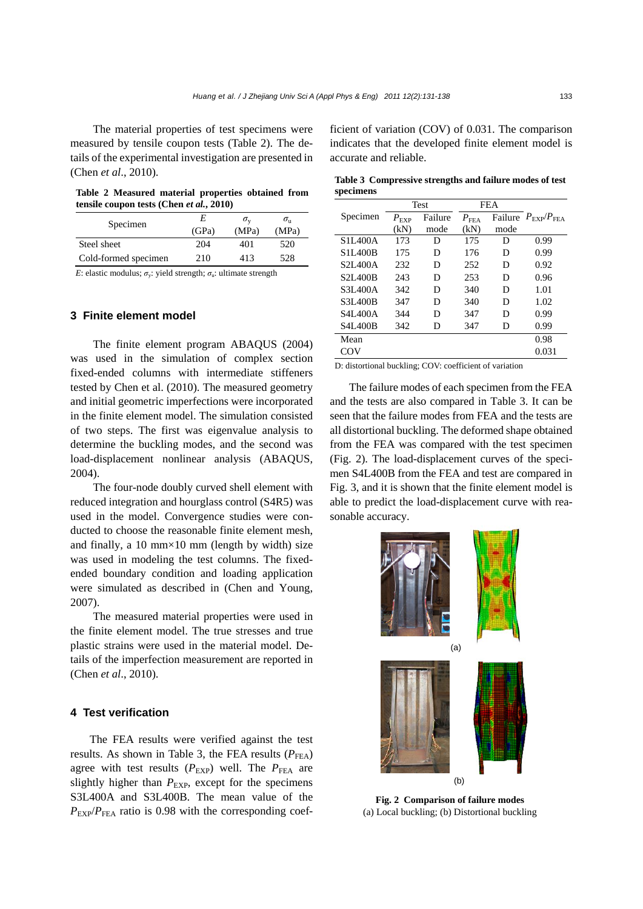The material properties of test specimens were measured by tensile coupon tests (Table 2). The details of the experimental investigation are presented in (Chen *et al*., 2010).

**Table 2 Measured material properties obtained from tensile coupon tests (Chen *et al.*, 2010)**

| Specimen | $E$ (GPa) | $\sigma_y$ (MPa) | $\sigma_u$ (MPa) |
|---|---|---|---|
| Steel sheet | 204 | 401 | 520 |
| Cold-formed specimen | 210 | 413 | 528 |

$E$: elastic modulus; $\sigma_y$: yield strength; $\sigma_u$: ultimate strength

## 3 Finite element model

The finite element program ABAQUS (2004) was used in the simulation of complex section fixed-ended columns with intermediate stiffeners tested by Chen et al. (2010). The measured geometry and initial geometric imperfections were incorporated in the finite element model. The simulation consisted of two steps. The first was eigenvalue analysis to determine the buckling modes, and the second was load-displacement nonlinear analysis (ABAQUS, 2004).

The four-node doubly curved shell element with reduced integration and hourglass control (S4R5) was used in the model. Convergence studies were conducted to choose the reasonable finite element mesh, and finally, a 10 mm×10 mm (length by width) size was used in modeling the test columns. The fixed-ended boundary condition and loading application were simulated as described in (Chen and Young, 2007).

The measured material properties were used in the finite element model. The true stresses and true plastic strains were used in the material model. Details of the imperfection measurement are reported in (Chen *et al*., 2010).

## 4 Test verification

The FEA results were verified against the test results. As shown in Table 3, the FEA results ($P_{FEA}$) agree with test results ($P_{EXP}$) well. The $P_{FEA}$ are slightly higher than $P_{EXP}$, except for the specimens S3L400A and S3L400B. The mean value of the $P_{EXP}/P_{FEA}$ ratio is 0.98 with the corresponding coefficient of variation (COV) of 0.031. The comparison indicates that the developed finite element model is accurate and reliable.

**Table 3 Compressive strengths and failure modes of test specimens**

| Specimen | Test | | FEA | | $P_{EXP}/P_{FEA}$ |
|---|---|---|---|---|---|
| | $P_{EXP}$ (kN) | Failure mode | $P_{FEA}$ (kN) | Failure mode | |
| S1L400A | 173 | D | 175 | D | 0.99 |
| S1L400B | 175 | D | 176 | D | 0.99 |
| S2L400A | 232 | D | 252 | D | 0.92 |
| S2L400B | 243 | D | 253 | D | 0.96 |
| S3L400A | 342 | D | 340 | D | 1.01 |
| S3L400B | 347 | D | 340 | D | 1.02 |
| S4L400A | 344 | D | 347 | D | 0.99 |
| S4L400B | 342 | D | 347 | D | 0.99 |
| Mean | | | | | 0.98 |
| COV | | | | | 0.031 |

D: distortional buckling; COV: coefficient of variation

The failure modes of each specimen from the FEA and the tests are also compared in Table 3. It can be seen that the failure modes from FEA and the tests are all distortional buckling. The deformed shape obtained from the FEA was compared with the test specimen (Fig. 2). The load-displacement curves of the specimen S4L400B from the FEA and test are compared in Fig. 3, and it is shown that the finite element model is able to predict the load-displacement curve with reasonable accuracy.

**Fig. 2 Comparison of failure modes**
(a) Local buckling; (b) Distortional buckling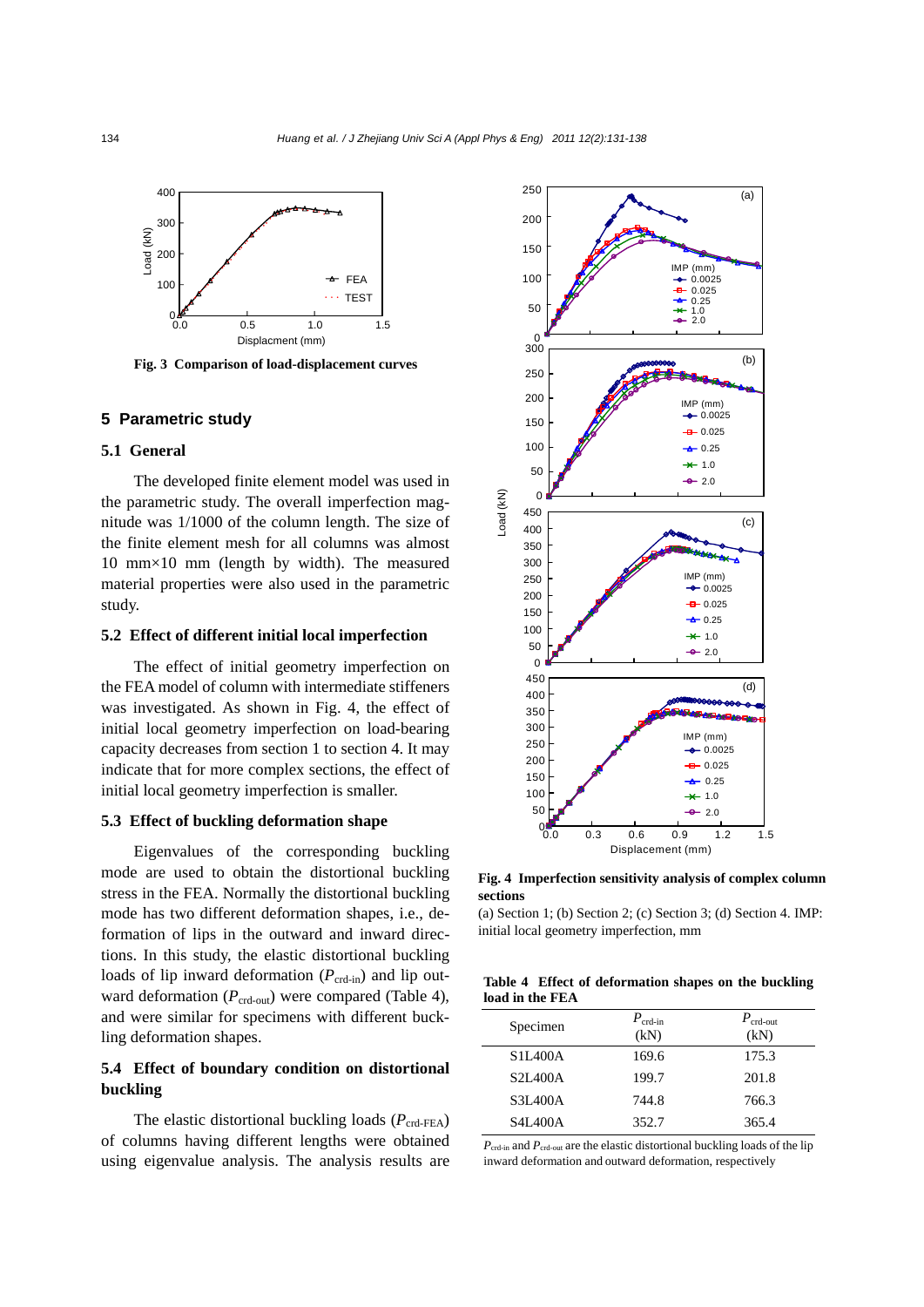Fig. 3 Comparison of load-displacement curves

## 5 Parametric study

### 5.1 General

The developed finite element model was used in the parametric study. The overall imperfection magnitude was 1/1000 of the column length. The size of the finite element mesh for all columns was almost 10 mm×10 mm (length by width). The measured material properties were also used in the parametric study.

### 5.2 Effect of different initial local imperfection

The effect of initial geometry imperfection on the FEA model of column with intermediate stiffeners was investigated. As shown in Fig. 4, the effect of initial local geometry imperfection on load-bearing capacity decreases from section 1 to section 4. It may indicate that for more complex sections, the effect of initial local geometry imperfection is smaller.

### 5.3 Effect of buckling deformation shape

Eigenvalues of the corresponding buckling mode are used to obtain the distortional buckling stress in the FEA. Normally the distortional buckling mode has two different deformation shapes, i.e., deformation of lips in the outward and inward directions. In this study, the elastic distortional buckling loads of lip inward deformation ($P_{\text{crd-in}}$) and lip outward deformation ($P_{\text{crd-out}}$) were compared (Table 4), and were similar for specimens with different buckling deformation shapes.

### 5.4 Effect of boundary condition on distortional buckling

The elastic distortional buckling loads ($P_{\text{crd-FEA}}$) of columns having different lengths were obtained using eigenvalue analysis. The analysis results are

Fig. 4 Imperfection sensitivity analysis of complex column sections

(a) Section 1; (b) Section 2; (c) Section 3; (d) Section 4. IMP: initial local geometry imperfection, mm

**Table 4 Effect of deformation shapes on the buckling load in the FEA**

| Specimen | $P_{\text{crd-in}}$ (kN) | $P_{\text{crd-out}}$ (kN) |
|---|---|---|
| S1L400A | 169.6 | 175.3 |
| S2L400A | 199.7 | 201.8 |
| S3L400A | 744.8 | 766.3 |
| S4L400A | 352.7 | 365.4 |

$P_{\text{crd-in}}$ and $P_{\text{crd-out}}$ are the elastic distortional buckling loads of the lip inward deformation and outward deformation, respectively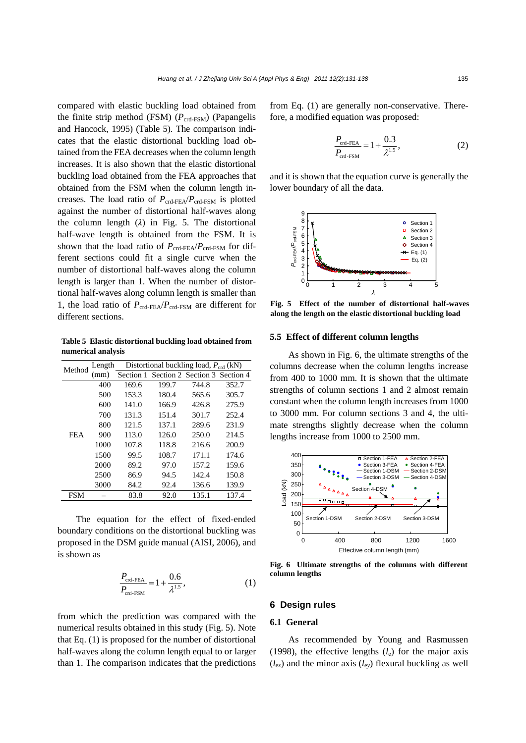compared with elastic buckling load obtained from the finite strip method (FSM) ($P_{\text{crd-FSM}}$) (Papangelis and Hancock, 1995) (Table 5). The comparison indicates that the elastic distortional buckling load obtained from the FEA decreases when the column length increases. It is also shown that the elastic distortional buckling load obtained from the FEA approaches that obtained from the FSM when the column length increases. The load ratio of $P_{\text{crd-FEA}}/P_{\text{crd-FSM}}$ is plotted against the number of distortional half-waves along the column length ($\lambda$) in Fig. 5. The distortional half-wave length is obtained from the FSM. It is shown that the load ratio of $P_{\text{crd-FEA}}/P_{\text{crd-FSM}}$ for different sections could fit a single curve when the number of distortional half-waves along the column length is larger than 1. When the number of distortional half-waves along column length is smaller than 1, the load ratio of $P_{\text{crd-FEA}}/P_{\text{crd-FSM}}$ are different for different sections.

**Table 5 Elastic distortional buckling load obtained from numerical analysis**

| Method | Length (mm) | Distortional buckling load, $P_{\text{crd}}$ (kN) | | | |
|---|---|---|---|---|---|
| | | Section 1 | Section 2 | Section 3 | Section 4 |
| FEA | 400 | 169.6 | 199.7 | 744.8 | 352.7 |
| | 500 | 153.3 | 180.4 | 565.6 | 305.7 |
| | 600 | 141.0 | 166.9 | 426.8 | 275.9 |
| | 700 | 131.3 | 151.4 | 301.7 | 252.4 |
| | 800 | 121.5 | 137.1 | 289.6 | 231.9 |
| | 900 | 113.0 | 126.0 | 250.0 | 214.5 |
| | 1000 | 107.8 | 118.8 | 216.6 | 200.9 |
| | 1500 | 99.5 | 108.7 | 171.1 | 174.6 |
| | 2000 | 89.2 | 97.0 | 157.2 | 159.6 |
| | 2500 | 86.9 | 94.5 | 142.4 | 150.8 |
| | 3000 | 84.2 | 92.4 | 136.6 | 139.9 |
| FSM | – | 83.8 | 92.0 | 135.1 | 137.4 |

The equation for the effect of fixed-ended boundary conditions on the distortional buckling was proposed in the DSM guide manual (AISI, 2006), and is shown as

$$\frac{P_{\text{crd-FEA}}}{P_{\text{crd-FSM}}}=1+\frac{0.6}{\lambda^{1.5}}, \tag{1}$$

from which the prediction was compared with the numerical results obtained in this study (Fig. 5). Note that Eq. (1) is proposed for the number of distortional half-waves along the column length equal to or larger than 1. The comparison indicates that the predictions from Eq. (1) are generally non-conservative. Therefore, a modified equation was proposed:

$$\frac{P_{\text{crd-FEA}}}{P_{\text{crd-FSM}}}=1+\frac{0.3}{\lambda^{1.5}}, \tag{2}$$

and it is shown that the equation curve is generally the lower boundary of all the data.

**Fig. 5 Effect of the number of distortional half-waves along the length on the elastic distortional buckling load**

## 5.5 Effect of different column lengths

As shown in Fig. 6, the ultimate strengths of the columns decrease when the column lengths increase from 400 to 1000 mm. It is shown that the ultimate strengths of column sections 1 and 2 almost remain constant when the column length increases from 1000 to 3000 mm. For column sections 3 and 4, the ultimate strengths slightly decrease when the column lengths increase from 1000 to 2500 mm.

**Fig. 6 Ultimate strengths of the columns with different column lengths**

# 6 Design rules

## 6.1 General

As recommended by Young and Rasmussen (1998), the effective lengths ($l_e$) for the major axis ($l_{ex}$) and the minor axis ($l_{ey}$) flexural buckling as well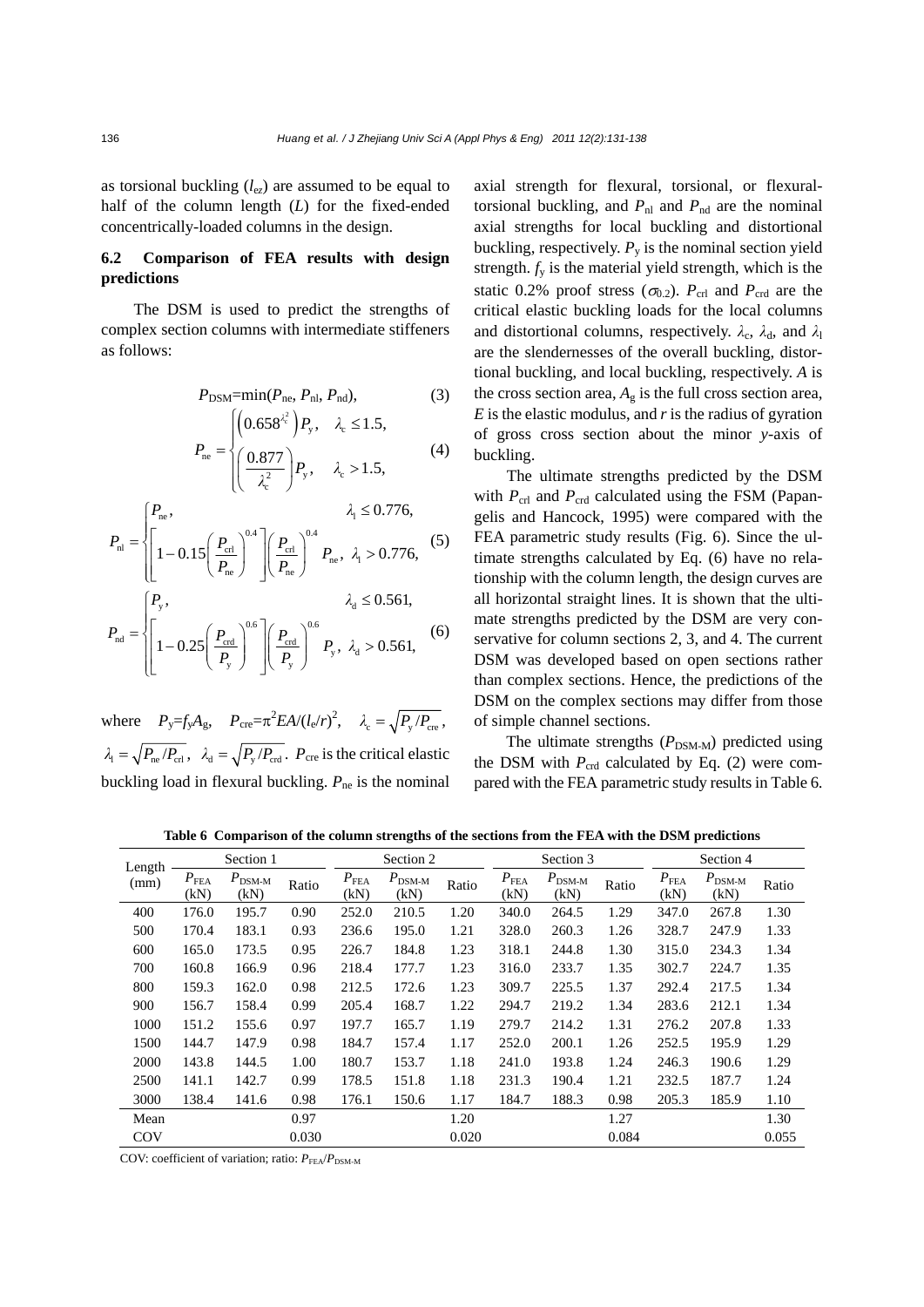as torsional buckling ($l_{ez}$) are assumed to be equal to half of the column length ($L$) for the fixed-ended concentrically-loaded columns in the design.

### 6.2 Comparison of FEA results with design predictions

The DSM is used to predict the strengths of complex section columns with intermediate stiffeners as follows:

$$P_{\rm DSM}=\min(P_{\rm ne}, P_{\rm nl}, P_{\rm nd}), \tag{3}$$

$$P_{\rm ne}=\begin{cases}\left(0.658^{\lambda_{\rm c}^2}\right)P_{\rm y}, & \lambda_{\rm c}\le 1.5,\\ \left(\dfrac{0.877}{\lambda_{\rm c}^2}\right)P_{\rm y}, & \lambda_{\rm c}>1.5,\end{cases} \tag{4}$$

$$P_{\rm nl}=\begin{cases}P_{\rm ne}, & \lambda_{\rm l}\le 0.776,\\ \left[1-0.15\left(\dfrac{P_{\rm crl}}{P_{\rm ne}}\right)^{0.4}\right]\left(\dfrac{P_{\rm crl}}{P_{\rm ne}}\right)^{0.4}P_{\rm ne}, & \lambda_{\rm l}>0.776,\end{cases} \tag{5}$$

$$P_{\rm nd}=\begin{cases}P_{\rm y}, & \lambda_{\rm d}\le 0.561,\\ \left[1-0.25\left(\dfrac{P_{\rm crd}}{P_{\rm y}}\right)^{0.6}\right]\left(\dfrac{P_{\rm crd}}{P_{\rm y}}\right)^{0.6}P_{\rm y}, & \lambda_{\rm d}>0.561,\end{cases} \tag{6}$$

where $P_{\rm y}=f_{\rm y}A_{\rm g}$, $P_{\rm cre}=\pi^2EA/(l_{\rm e}/r)^2$, $\lambda_{\rm c}=\sqrt{P_{\rm y}/P_{\rm cre}}$, $\lambda_{\rm l}=\sqrt{P_{\rm ne}/P_{\rm crl}}$, $\lambda_{\rm d}=\sqrt{P_{\rm y}/P_{\rm crd}}$. $P_{\rm cre}$ is the critical elastic buckling load in flexural buckling. $P_{\rm ne}$ is the nominal axial strength for flexural, torsional, or flexural-torsional buckling, and $P_{\rm nl}$ and $P_{\rm nd}$ are the nominal axial strengths for local buckling and distortional buckling, respectively. $P_{\rm y}$ is the nominal section yield strength. $f_{\rm y}$ is the material yield strength, which is the static 0.2% proof stress ($\sigma_{0.2}$). $P_{\rm crl}$ and $P_{\rm crd}$ are the critical elastic buckling loads for the local columns and distortional columns, respectively. $\lambda_{\rm c}$, $\lambda_{\rm d}$, and $\lambda_{\rm l}$ are the slendernesses of the overall buckling, distortional buckling, and local buckling, respectively. $A$ is the cross section area, $A_{\rm g}$ is the full cross section area, $E$ is the elastic modulus, and $r$ is the radius of gyration of gross cross section about the minor $y$-axis of buckling.

The ultimate strengths predicted by the DSM with $P_{\rm crl}$ and $P_{\rm crd}$ calculated using the FSM (Papangelis and Hancock, 1995) were compared with the FEA parametric study results (Fig. 6). Since the ultimate strengths calculated by Eq. (6) have no relationship with the column length, the design curves are all horizontal straight lines. It is shown that the ultimate strengths predicted by the DSM are very conservative for column sections 2, 3, and 4. The current DSM was developed based on open sections rather than complex sections. Hence, the predictions of the DSM on the complex sections may differ from those of simple channel sections.

The ultimate strengths ($P_{\rm DSM\text{-}M}$) predicted using the DSM with $P_{\rm crd}$ calculated by Eq. (2) were compared with the FEA parametric study results in Table 6.

**Table 6 Comparison of the column strengths of the sections from the FEA with the DSM predictions**

| Length (mm) | Section 1 | | | Section 2 | | | Section 3 | | | Section 4 | | |
|---|---|---|---|---|---|---|---|---|---|---|---|---|
| | $P_{\rm FEA}$ (kN) | $P_{\rm DSM\text{-}M}$ (kN) | Ratio | $P_{\rm FEA}$ (kN) | $P_{\rm DSM\text{-}M}$ (kN) | Ratio | $P_{\rm FEA}$ (kN) | $P_{\rm DSM\text{-}M}$ (kN) | Ratio | $P_{\rm FEA}$ (kN) | $P_{\rm DSM\text{-}M}$ (kN) | Ratio |
| 400 | 176.0 | 195.7 | 0.90 | 252.0 | 210.5 | 1.20 | 340.0 | 264.5 | 1.29 | 347.0 | 267.8 | 1.30 |
| 500 | 170.4 | 183.1 | 0.93 | 236.6 | 195.0 | 1.21 | 328.0 | 260.3 | 1.26 | 328.7 | 247.9 | 1.33 |
| 600 | 165.0 | 173.5 | 0.95 | 226.7 | 184.8 | 1.23 | 318.1 | 244.8 | 1.30 | 315.0 | 234.3 | 1.34 |
| 700 | 160.8 | 166.9 | 0.96 | 218.4 | 177.7 | 1.23 | 316.0 | 233.7 | 1.35 | 302.7 | 224.7 | 1.35 |
| 800 | 159.3 | 162.0 | 0.98 | 212.5 | 172.6 | 1.23 | 309.7 | 225.5 | 1.37 | 292.4 | 217.5 | 1.34 |
| 900 | 156.7 | 158.4 | 0.99 | 205.4 | 168.7 | 1.22 | 294.7 | 219.2 | 1.34 | 283.6 | 212.1 | 1.34 |
| 1000 | 151.2 | 155.6 | 0.97 | 197.7 | 165.7 | 1.19 | 279.7 | 214.2 | 1.31 | 276.2 | 207.8 | 1.33 |
| 1500 | 144.7 | 147.9 | 0.98 | 184.7 | 157.4 | 1.17 | 252.0 | 200.1 | 1.26 | 252.5 | 195.9 | 1.29 |
| 2000 | 143.8 | 144.5 | 1.00 | 180.7 | 153.7 | 1.18 | 241.0 | 193.8 | 1.24 | 246.3 | 190.6 | 1.29 |
| 2500 | 141.1 | 142.7 | 0.99 | 178.5 | 151.8 | 1.18 | 231.3 | 190.4 | 1.21 | 232.5 | 187.7 | 1.24 |
| 3000 | 138.4 | 141.6 | 0.98 | 176.1 | 150.6 | 1.17 | 184.7 | 188.3 | 0.98 | 205.3 | 185.9 | 1.10 |
| Mean | | | 0.97 | | | 1.20 | | | 1.27 | | | 1.30 |
| COV | | | 0.030 | | | 0.020 | | | 0.084 | | | 0.055 |

COV: coefficient of variation; ratio: $P_{\rm FEA}/P_{\rm DSM\text{-}M}$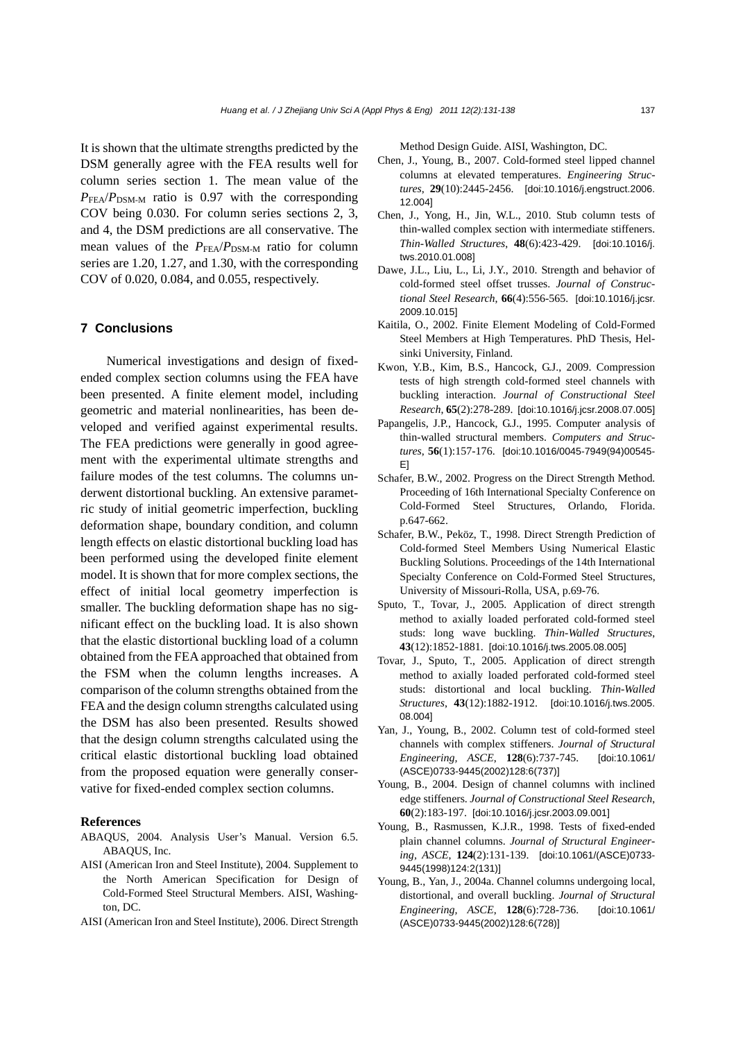It is shown that the ultimate strengths predicted by the DSM generally agree with the FEA results well for column series section 1. The mean value of the $P_{FEA}/P_{DSM\text{-}M}$ ratio is 0.97 with the corresponding COV being 0.030. For column series sections 2, 3, and 4, the DSM predictions are all conservative. The mean values of the $P_{FEA}/P_{DSM\text{-}M}$ ratio for column series are 1.20, 1.27, and 1.30, with the corresponding COV of 0.020, 0.084, and 0.055, respectively.

## 7 Conclusions

Numerical investigations and design of fixed-ended complex section columns using the FEA have been presented. A finite element model, including geometric and material nonlinearities, has been developed and verified against experimental results. The FEA predictions were generally in good agreement with the experimental ultimate strengths and failure modes of the test columns. The columns underwent distortional buckling. An extensive parametric study of initial geometric imperfection, buckling deformation shape, boundary condition, and column length effects on elastic distortional buckling load has been performed using the developed finite element model. It is shown that for more complex sections, the effect of initial local geometry imperfection is smaller. The buckling deformation shape has no significant effect on the buckling load. It is also shown that the elastic distortional buckling load of a column obtained from the FEA approached that obtained from the FSM when the column lengths increases. A comparison of the column strengths obtained from the FEA and the design column strengths calculated using the DSM has also been presented. Results showed that the design column strengths calculated using the critical elastic distortional buckling load obtained from the proposed equation were generally conservative for fixed-ended complex section columns.

### References

ABAQUS, 2004. Analysis User's Manual. Version 6.5. ABAQUS, Inc.

AISI (American Iron and Steel Institute), 2004. Supplement to the North American Specification for Design of Cold-Formed Steel Structural Members. AISI, Washington, DC.

AISI (American Iron and Steel Institute), 2006. Direct Strength Method Design Guide. AISI, Washington, DC.

Chen, J., Young, B., 2007. Cold-formed steel lipped channel columns at elevated temperatures. *Engineering Structures*, **29**(10):2445-2456. [doi:10.1016/j.engstruct.2006.12.004]

Chen, J., Yong, H., Jin, W.L., 2010. Stub column tests of thin-walled complex section with intermediate stiffeners. *Thin-Walled Structures*, **48**(6):423-429. [doi:10.1016/j.tws.2010.01.008]

Dawe, J.L., Liu, L., Li, J.Y., 2010. Strength and behavior of cold-formed steel offset trusses. *Journal of Constructional Steel Research*, **66**(4):556-565. [doi:10.1016/j.jcsr.2009.10.015]

Kaitila, O., 2002. Finite Element Modeling of Cold-Formed Steel Members at High Temperatures. PhD Thesis, Helsinki University, Finland.

Kwon, Y.B., Kim, B.S., Hancock, G.J., 2009. Compression tests of high strength cold-formed steel channels with buckling interaction. *Journal of Constructional Steel Research*, **65**(2):278-289. [doi:10.1016/j.jcsr.2008.07.005]

Papangelis, J.P., Hancock, G.J., 1995. Computer analysis of thin-walled structural members. *Computers and Structures*, **56**(1):157-176. [doi:10.1016/0045-7949(94)00545-E]

Schafer, B.W., 2002. Progress on the Direct Strength Method. Proceeding of 16th International Specialty Conference on Cold-Formed Steel Structures, Orlando, Florida. p.647-662.

Schafer, B.W., Peköz, T., 1998. Direct Strength Prediction of Cold-formed Steel Members Using Numerical Elastic Buckling Solutions. Proceedings of the 14th International Specialty Conference on Cold-Formed Steel Structures, University of Missouri-Rolla, USA, p.69-76.

Sputo, T., Tovar, J., 2005. Application of direct strength method to axially loaded perforated cold-formed steel studs: long wave buckling. *Thin-Walled Structures*, **43**(12):1852-1881. [doi:10.1016/j.tws.2005.08.005]

Tovar, J., Sputo, T., 2005. Application of direct strength method to axially loaded perforated cold-formed steel studs: distortional and local buckling. *Thin-Walled Structures*, **43**(12):1882-1912. [doi:10.1016/j.tws.2005.08.004]

Yan, J., Young, B., 2002. Column test of cold-formed steel channels with complex stiffeners. *Journal of Structural Engineering, ASCE*, **128**(6):737-745. [doi:10.1061/(ASCE)0733-9445(2002)128:6(737)]

Young, B., 2004. Design of channel columns with inclined edge stiffeners. *Journal of Constructional Steel Research*, **60**(2):183-197. [doi:10.1016/j.jcsr.2003.09.001]

Young, B., Rasmussen, K.J.R., 1998. Tests of fixed-ended plain channel columns. *Journal of Structural Engineering, ASCE*, **124**(2):131-139. [doi:10.1061/(ASCE)0733-9445(1998)124:2(131)]

Young, B., Yan, J., 2004a. Channel columns undergoing local, distortional, and overall buckling. *Journal of Structural Engineering, ASCE*, **128**(6):728-736. [doi:10.1061/(ASCE)0733-9445(2002)128:6(728)]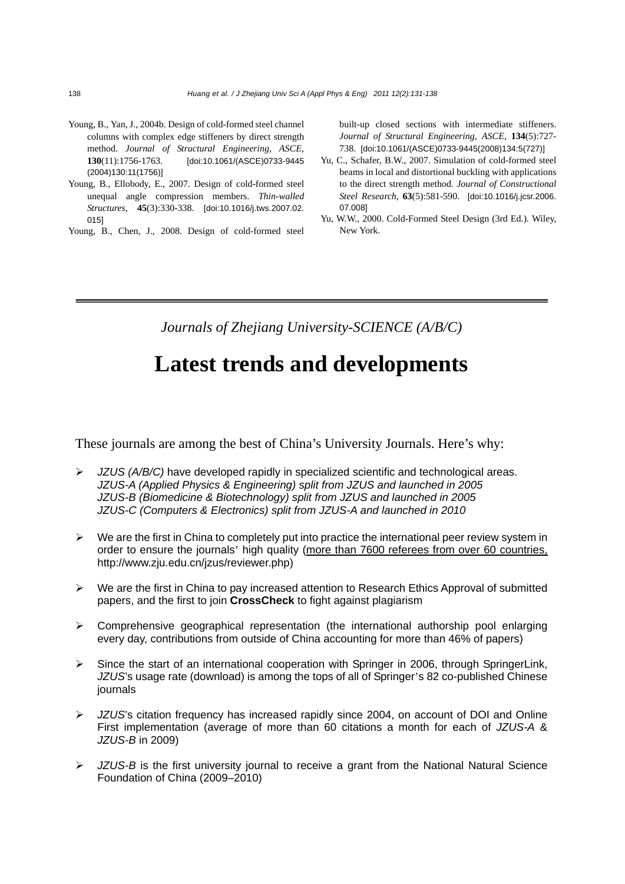Young, B., Yan, J., 2004b. Design of cold-formed steel channel columns with complex edge stiffeners by direct strength method. *Journal of Structural Engineering, ASCE*, **130**(11):1756-1763. [doi:10.1061/(ASCE)0733-9445(2004)130:11(1756)]

Young, B., Ellobody, E., 2007. Design of cold-formed steel unequal angle compression members. *Thin-walled Structures*, **45**(3):330-338. [doi:10.1016/j.tws.2007.02.015]

Young, B., Chen, J., 2008. Design of cold-formed steel built-up closed sections with intermediate stiffeners. *Journal of Structural Engineering, ASCE*, **134**(5):727-738. [doi:10.1061/(ASCE)0733-9445(2008)134:5(727)]

Yu, C., Schafer, B.W., 2007. Simulation of cold-formed steel beams in local and distortional buckling with applications to the direct strength method. *Journal of Constructional Steel Research*, **63**(5):581-590. [doi:10.1016/j.jcsr.2006.07.008]

Yu, W.W., 2000. Cold-Formed Steel Design (3rd Ed.). Wiley, New York.

---

*Journals of Zhejiang University-SCIENCE (A/B/C)*

# Latest trends and developments

These journals are among the best of China's University Journals. Here's why:

- *JZUS (A/B/C)* have developed rapidly in specialized scientific and technological areas.
  *JZUS-A (Applied Physics & Engineering) split from JZUS and launched in 2005*
  *JZUS-B (Biomedicine & Biotechnology) split from JZUS and launched in 2005*
  *JZUS-C (Computers & Electronics) split from JZUS-A and launched in 2010*

- We are the first in China to completely put into practice the international peer review system in order to ensure the journals' high quality (more than 7600 referees from over 60 countries, http://www.zju.edu.cn/jzus/reviewer.php)

- We are the first in China to pay increased attention to Research Ethics Approval of submitted papers, and the first to join **CrossCheck** to fight against plagiarism

- Comprehensive geographical representation (the international authorship pool enlarging every day, contributions from outside of China accounting for more than 46% of papers)

- Since the start of an international cooperation with Springer in 2006, through SpringerLink, *JZUS*'s usage rate (download) is among the tops of all of Springer's 82 co-published Chinese journals

- *JZUS*'s citation frequency has increased rapidly since 2004, on account of DOI and Online First implementation (average of more than 60 citations a month for each of *JZUS-A* & *JZUS-B* in 2009)

- *JZUS-B* is the first university journal to receive a grant from the National Natural Science Foundation of China (2009–2010)